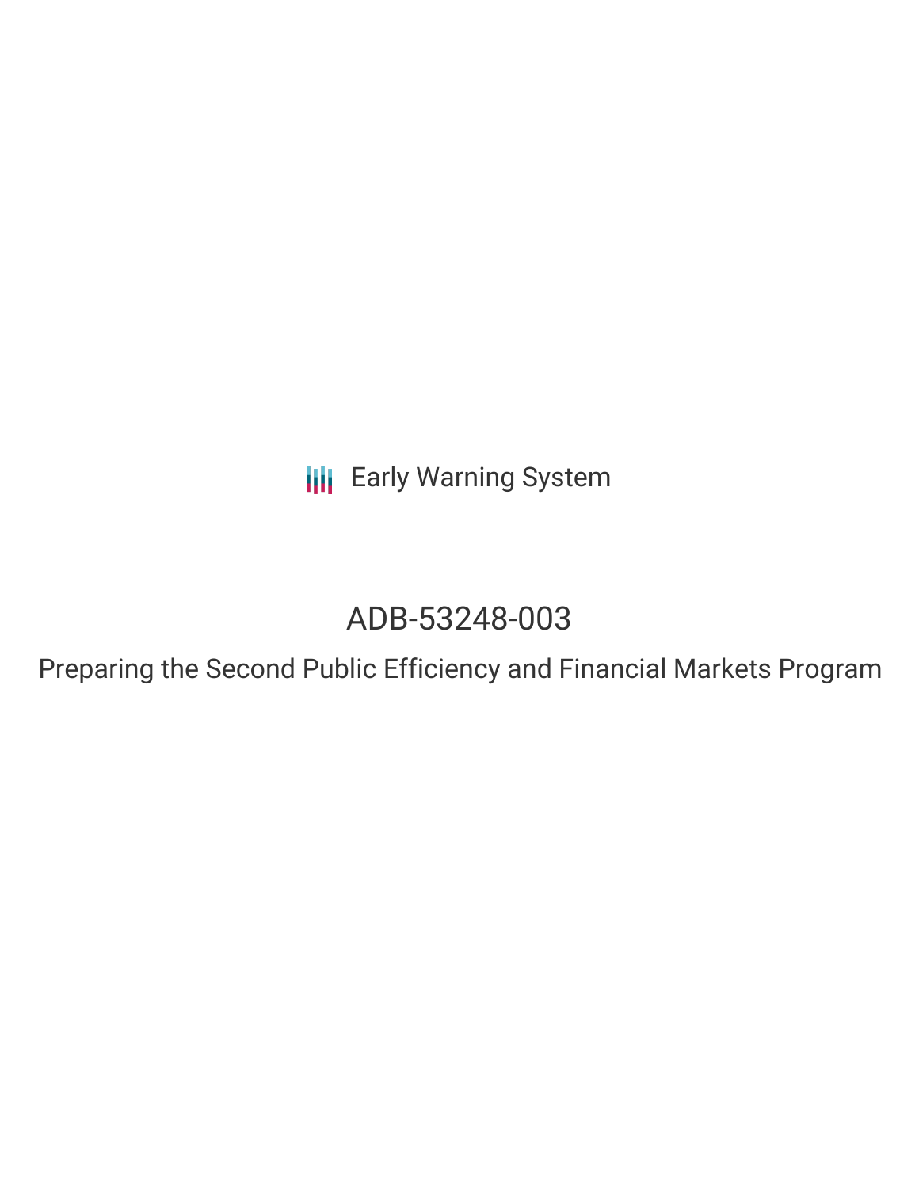Early Warning System

# ADB-53248-003

## Preparing the Second Public Efficiency and Financial Markets Program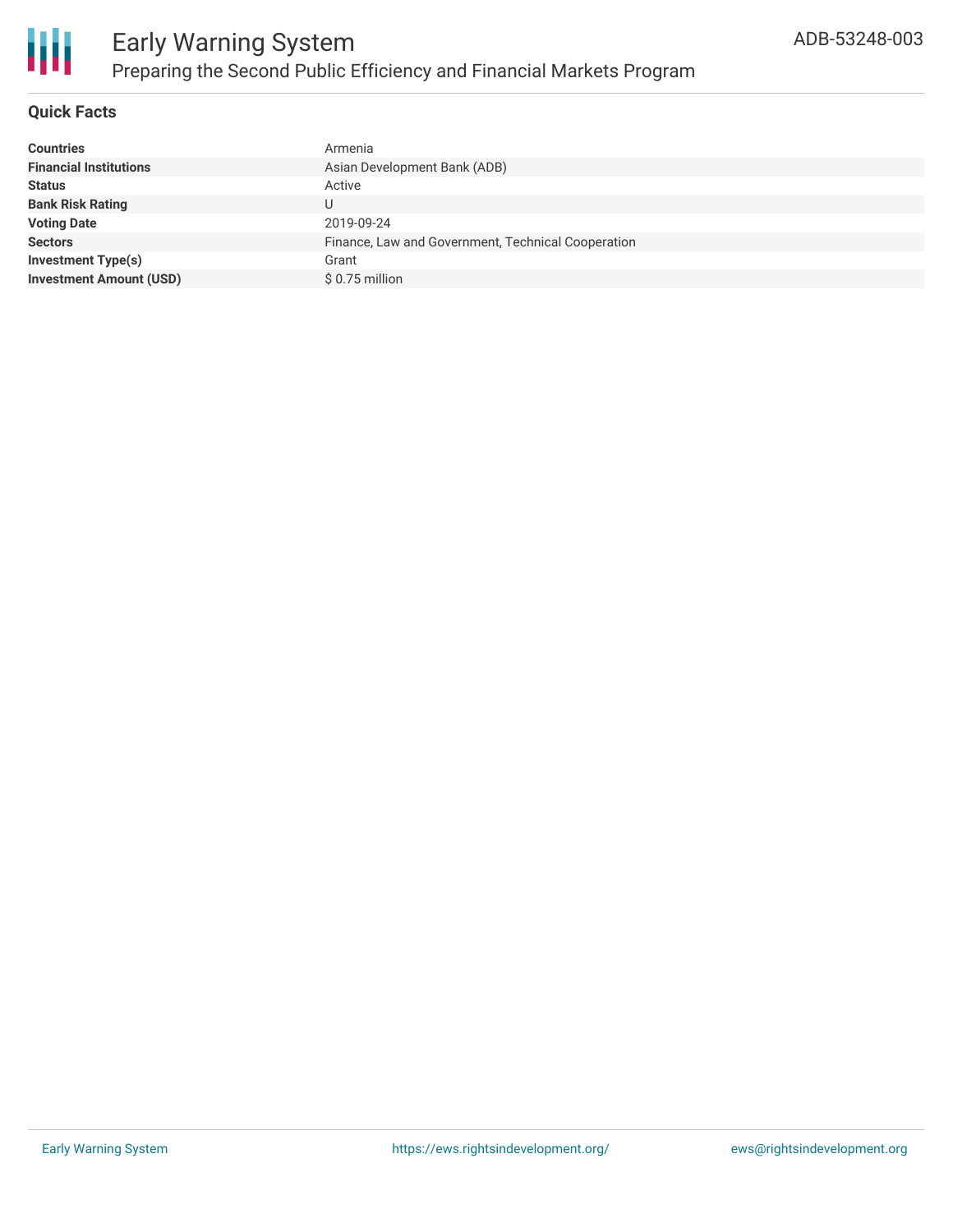# Early Warning System

## Preparing the Second Public Efficiency and Financial Markets Program

ADB-53248-003

### Quick Facts

| | |
|---|---|
| **Countries** | Armenia |
| **Financial Institutions** | Asian Development Bank (ADB) |
| **Status** | Active |
| **Bank Risk Rating** | U |
| **Voting Date** | 2019-09-24 |
| **Sectors** | Finance, Law and Government, Technical Cooperation |
| **Investment Type(s)** | Grant |
| **Investment Amount (USD)** | $ 0.75 million |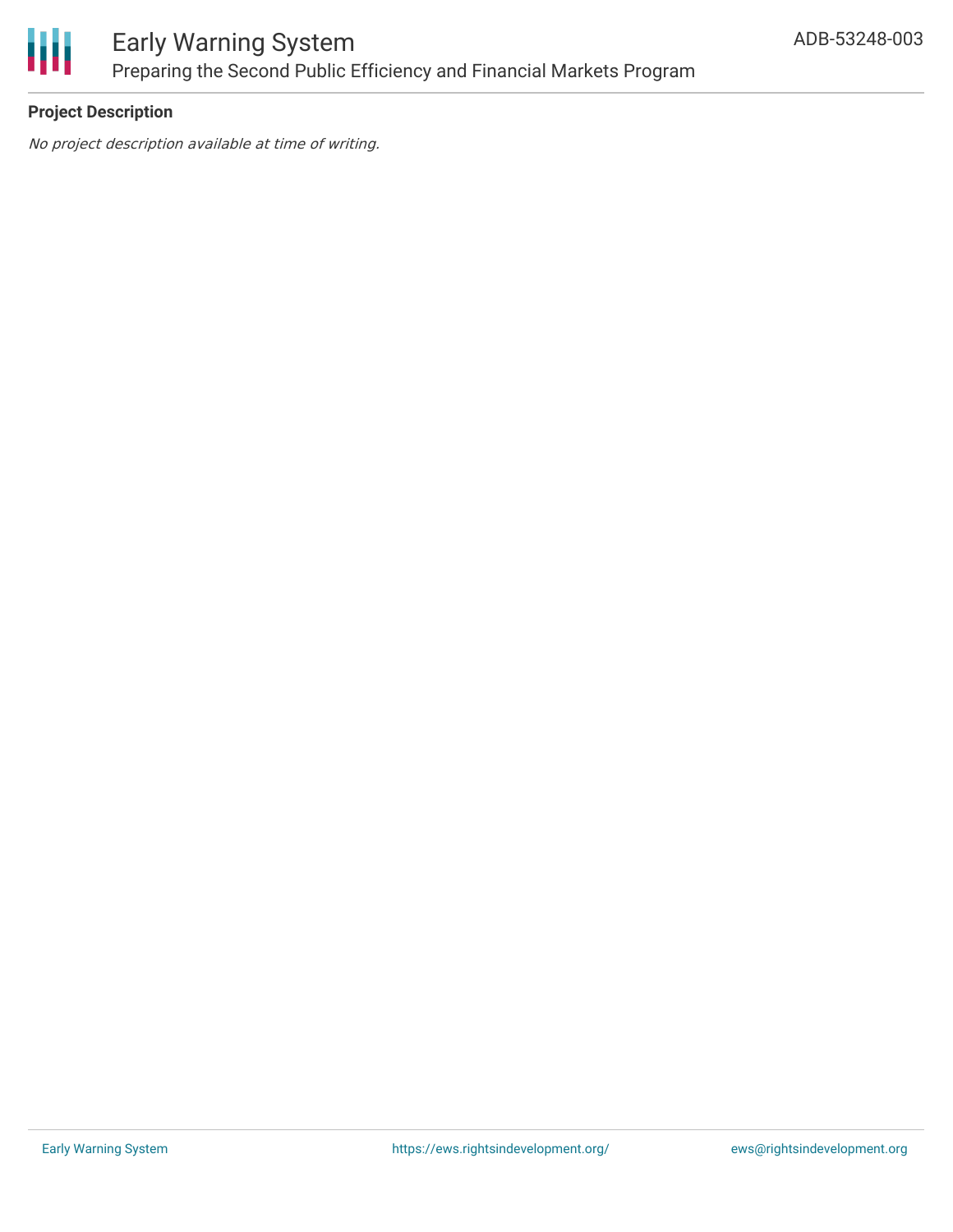**Project Description**

*No project description available at time of writing.*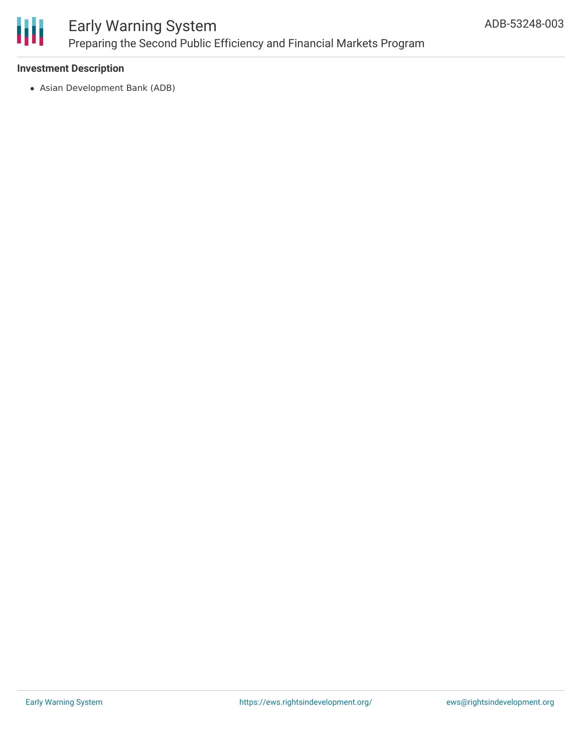**Investment Description**

- Asian Development Bank (ADB)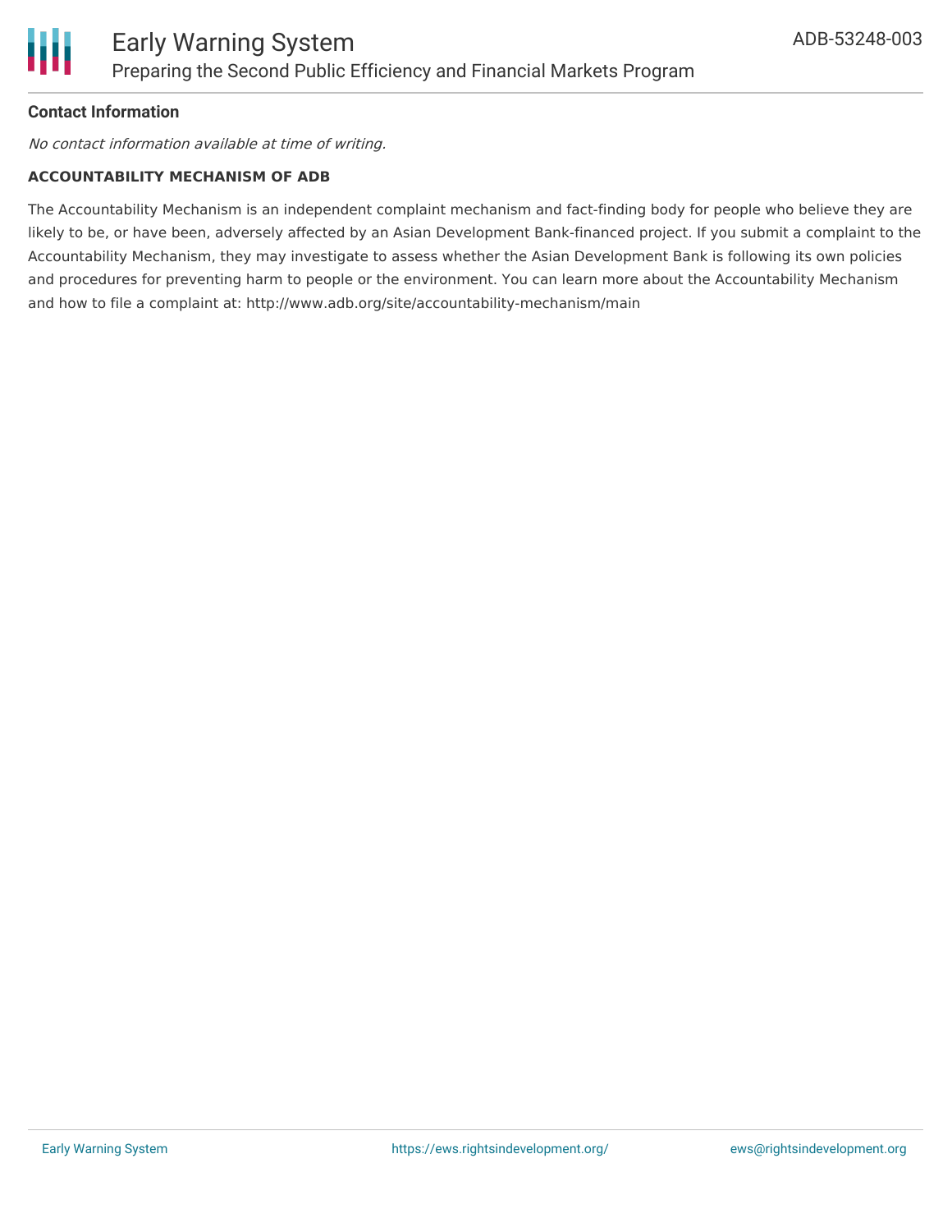**Contact Information**

*No contact information available at time of writing.*

**ACCOUNTABILITY MECHANISM OF ADB**

The Accountability Mechanism is an independent complaint mechanism and fact-finding body for people who believe they are likely to be, or have been, adversely affected by an Asian Development Bank-financed project. If you submit a complaint to the Accountability Mechanism, they may investigate to assess whether the Asian Development Bank is following its own policies and procedures for preventing harm to people or the environment. You can learn more about the Accountability Mechanism and how to file a complaint at: http://www.adb.org/site/accountability-mechanism/main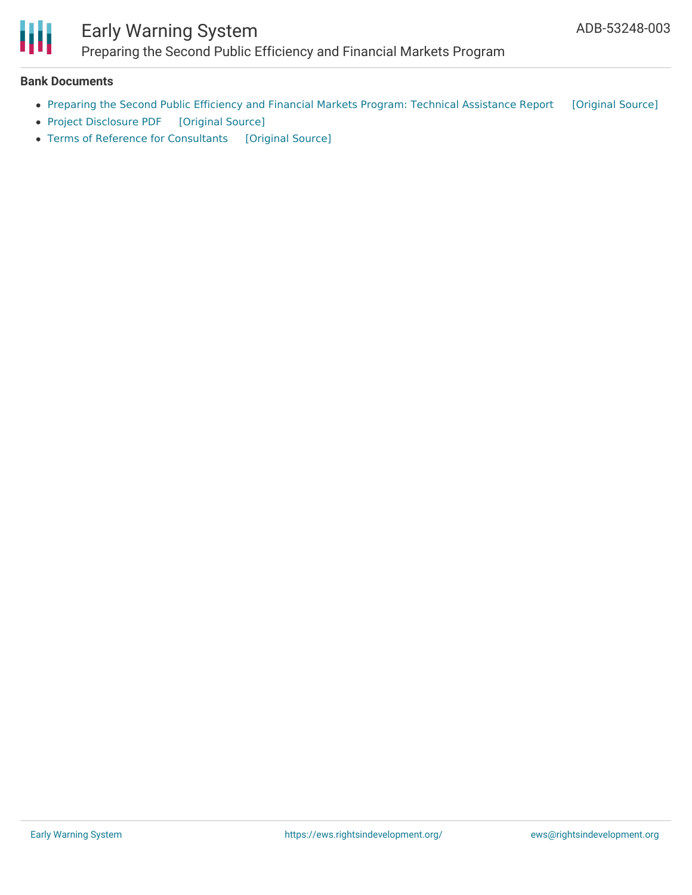**Bank Documents**

- Preparing the Second Public Efficiency and Financial Markets Program: Technical Assistance Report [Original Source]
- Project Disclosure PDF [Original Source]
- Terms of Reference for Consultants [Original Source]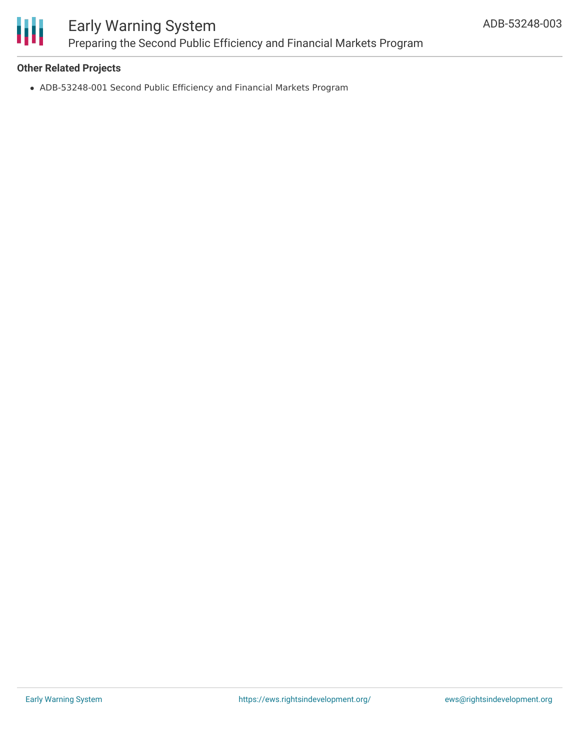**Other Related Projects**

- ADB-53248-001 Second Public Efficiency and Financial Markets Program